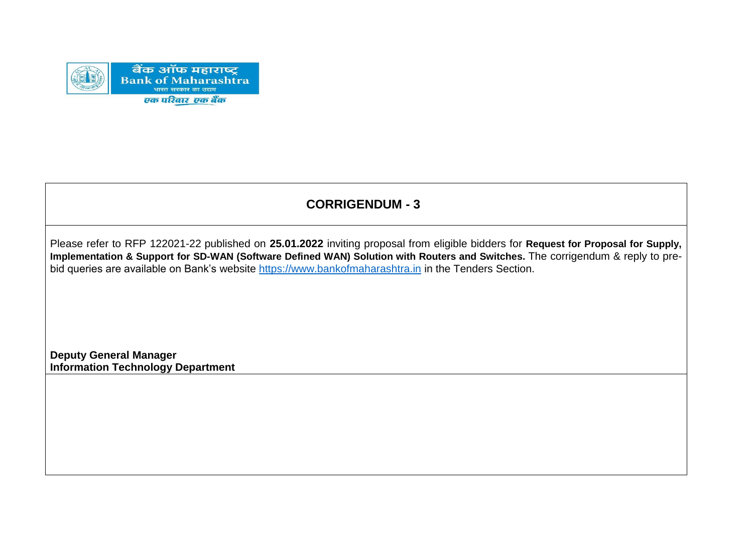बैंक ऑफ महाराष्ट्र
Bank of Maharashtra
भारत सरकार का उद्यम
एक परिवार एक बैंक

# CORRIGENDUM - 3

Please refer to RFP 122021-22 published on **25.01.2022** inviting proposal from eligible bidders for **Request for Proposal for Supply, Implementation & Support for SD-WAN (Software Defined WAN) Solution with Routers and Switches.** The corrigendum & reply to pre-bid queries are available on Bank's website https://www.bankofmaharashtra.in in the Tenders Section.

**Deputy General Manager**
**Information Technology Department**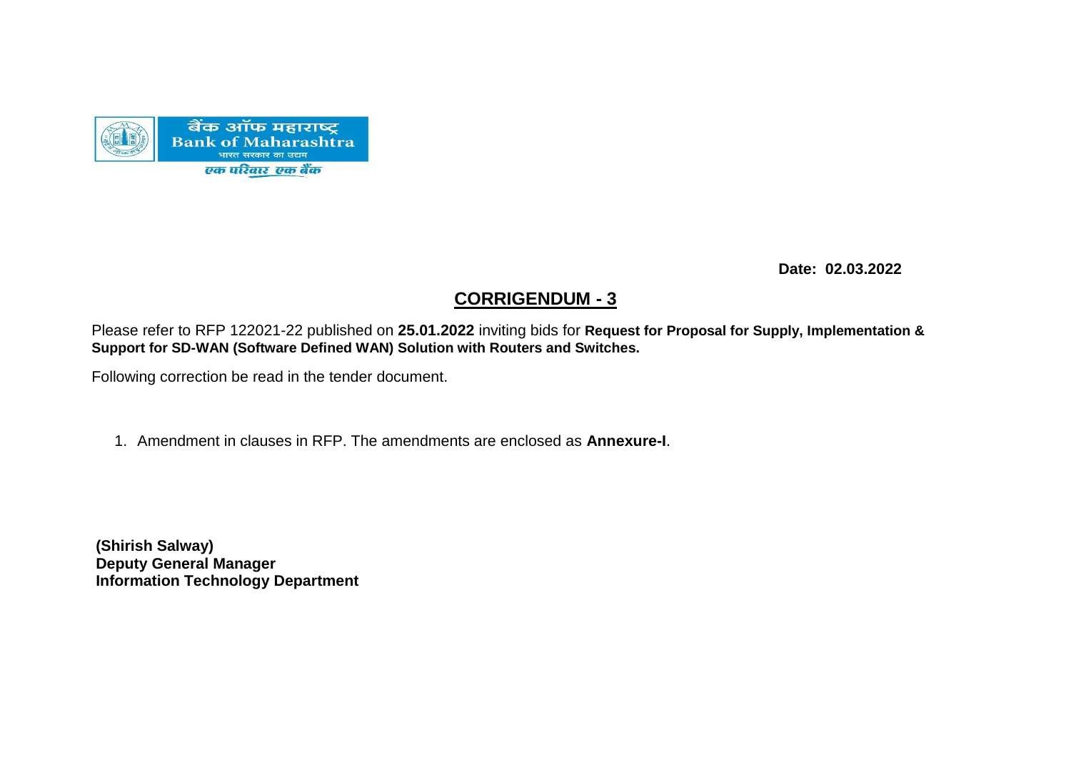बैंक ऑफ महाराष्ट्र
Bank of Maharashtra
भारत सरकार का उद्यम
एक परिवार एक बैंक

**Date: 02.03.2022**

## CORRIGENDUM - 3

Please refer to RFP 122021-22 published on **25.01.2022** inviting bids for **Request for Proposal for Supply, Implementation & Support for SD-WAN (Software Defined WAN) Solution with Routers and Switches.**

Following correction be read in the tender document.

1. Amendment in clauses in RFP. The amendments are enclosed as **Annexure-I**.

**(Shirish Salway)**
**Deputy General Manager**
**Information Technology Department**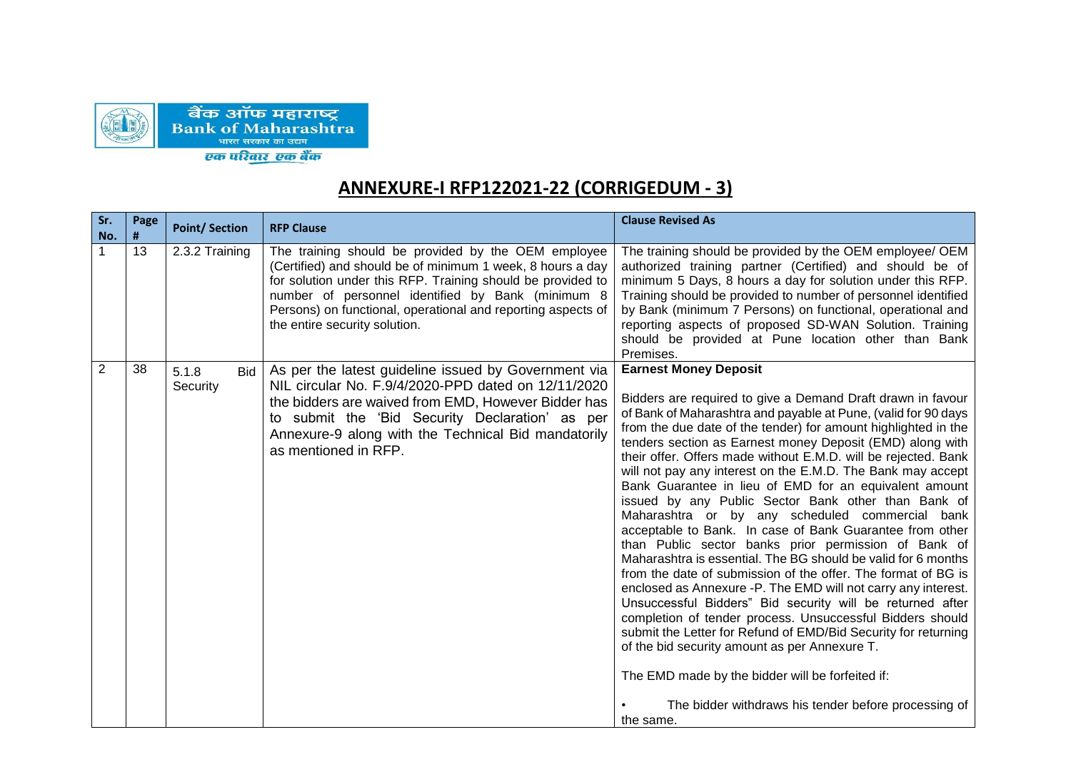बैंक ऑफ महाराष्ट्र
Bank of Maharashtra
भारत सरकार का उद्यम
एक परिवार एक बैंक

## ANNEXURE-I RFP122021-22 (CORRIGEDUM - 3)

| Sr. No. | Page # | Point/ Section | RFP Clause | Clause Revised As |
|---|---|---|---|---|
| 1 | 13 | 2.3.2 Training | The training should be provided by the OEM employee (Certified) and should be of minimum 1 week, 8 hours a day for solution under this RFP. Training should be provided to number of personnel identified by Bank (minimum 8 Persons) on functional, operational and reporting aspects of the entire security solution. | The training should be provided by the OEM employee/ OEM authorized training partner (Certified) and should be of minimum 5 Days, 8 hours a day for solution under this RFP. Training should be provided to number of personnel identified by Bank (minimum 7 Persons) on functional, operational and reporting aspects of proposed SD-WAN Solution. Training should be provided at Pune location other than Bank Premises. |
| 2 | 38 | 5.1.8 Bid Security | As per the latest guideline issued by Government via NIL circular No. F.9/4/2020-PPD dated on 12/11/2020 the bidders are waived from EMD, However Bidder has to submit the 'Bid Security Declaration' as per Annexure-9 along with the Technical Bid mandatorily as mentioned in RFP. | **Earnest Money Deposit**<br><br>Bidders are required to give a Demand Draft drawn in favour of Bank of Maharashtra and payable at Pune, (valid for 90 days from the due date of the tender) for amount highlighted in the tenders section as Earnest money Deposit (EMD) along with their offer. Offers made without E.M.D. will be rejected. Bank will not pay any interest on the E.M.D. The Bank may accept Bank Guarantee in lieu of EMD for an equivalent amount issued by any Public Sector Bank other than Bank of Maharashtra or by any scheduled commercial bank acceptable to Bank. In case of Bank Guarantee from other than Public sector banks prior permission of Bank of Maharashtra is essential. The BG should be valid for 6 months from the date of submission of the offer. The format of BG is enclosed as Annexure -P. The EMD will not carry any interest. Unsuccessful Bidders" Bid security will be returned after completion of tender process. Unsuccessful Bidders should submit the Letter for Refund of EMD/Bid Security for returning of the bid security amount as per Annexure T.<br><br>The EMD made by the bidder will be forfeited if:<br><br>• The bidder withdraws his tender before processing of the same. |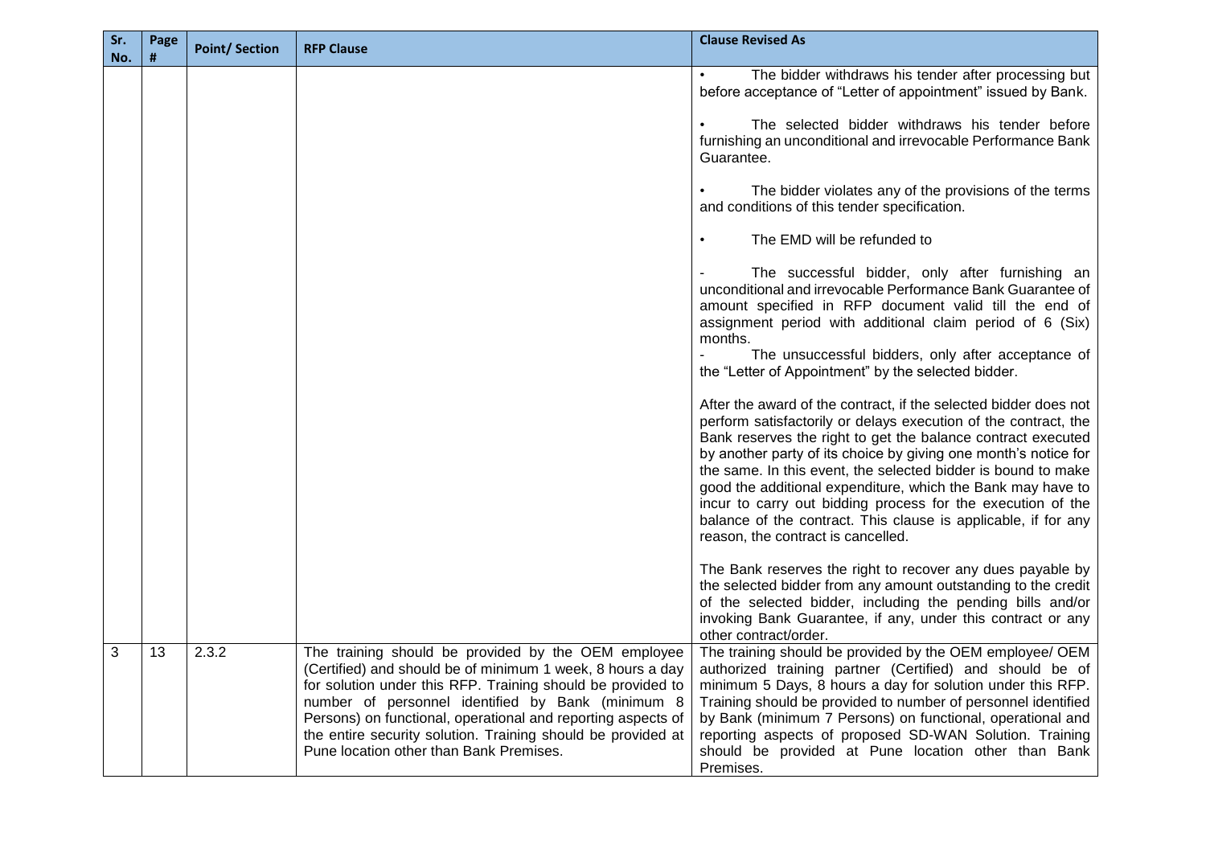| Sr. No. | Page # | Point/ Section | RFP Clause | Clause Revised As |
|---|---|---|---|---|
| | | | | • The bidder withdraws his tender after processing but before acceptance of "Letter of appointment" issued by Bank.<br><br>• The selected bidder withdraws his tender before furnishing an unconditional and irrevocable Performance Bank Guarantee.<br><br>• The bidder violates any of the provisions of the terms and conditions of this tender specification.<br><br>• The EMD will be refunded to<br><br>- The successful bidder, only after furnishing an unconditional and irrevocable Performance Bank Guarantee of amount specified in RFP document valid till the end of assignment period with additional claim period of 6 (Six) months.<br>- The unsuccessful bidders, only after acceptance of the "Letter of Appointment" by the selected bidder.<br><br>After the award of the contract, if the selected bidder does not perform satisfactorily or delays execution of the contract, the Bank reserves the right to get the balance contract executed by another party of its choice by giving one month's notice for the same. In this event, the selected bidder is bound to make good the additional expenditure, which the Bank may have to incur to carry out bidding process for the execution of the balance of the contract. This clause is applicable, if for any reason, the contract is cancelled.<br><br>The Bank reserves the right to recover any dues payable by the selected bidder from any amount outstanding to the credit of the selected bidder, including the pending bills and/or invoking Bank Guarantee, if any, under this contract or any other contract/order. |
| 3 | 13 | 2.3.2 | The training should be provided by the OEM employee (Certified) and should be of minimum 1 week, 8 hours a day for solution under this RFP. Training should be provided to number of personnel identified by Bank (minimum 8 Persons) on functional, operational and reporting aspects of the entire security solution. Training should be provided at Pune location other than Bank Premises. | The training should be provided by the OEM employee/ OEM authorized training partner (Certified) and should be of minimum 5 Days, 8 hours a day for solution under this RFP. Training should be provided to number of personnel identified by Bank (minimum 7 Persons) on functional, operational and reporting aspects of proposed SD-WAN Solution. Training should be provided at Pune location other than Bank Premises. |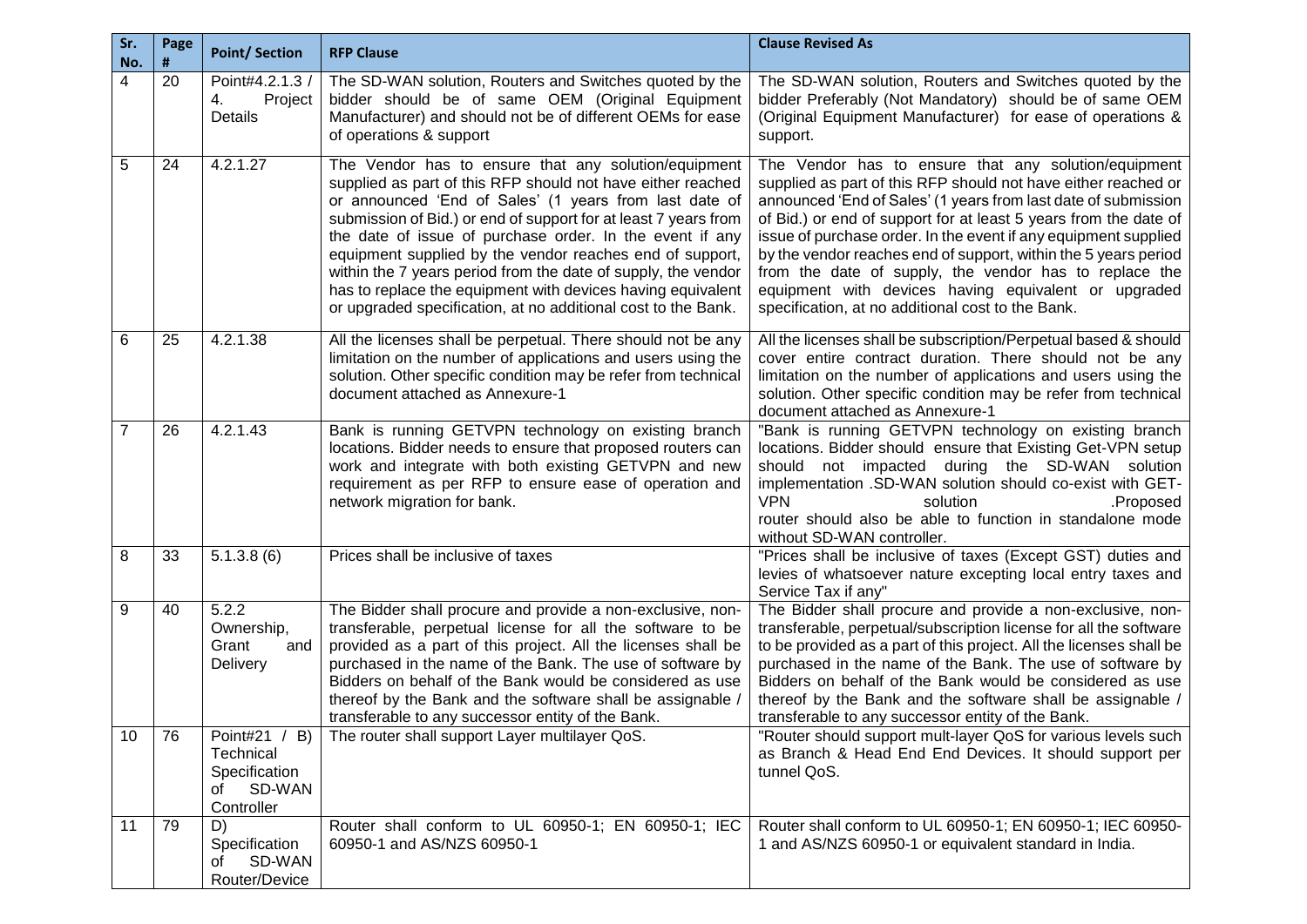| Sr. No. | Page # | Point/ Section | RFP Clause | Clause Revised As |
|---|---|---|---|---|
| 4 | 20 | Point#4.2.1.3 / 4. Project Details | The SD-WAN solution, Routers and Switches quoted by the bidder should be of same OEM (Original Equipment Manufacturer) and should not be of different OEMs for ease of operations & support | The SD-WAN solution, Routers and Switches quoted by the bidder Preferably (Not Mandatory) should be of same OEM (Original Equipment Manufacturer) for ease of operations & support. |
| 5 | 24 | 4.2.1.27 | The Vendor has to ensure that any solution/equipment supplied as part of this RFP should not have either reached or announced 'End of Sales' (1 years from last date of submission of Bid.) or end of support for at least 7 years from the date of issue of purchase order. In the event if any equipment supplied by the vendor reaches end of support, within the 7 years period from the date of supply, the vendor has to replace the equipment with devices having equivalent or upgraded specification, at no additional cost to the Bank. | The Vendor has to ensure that any solution/equipment supplied as part of this RFP should not have either reached or announced 'End of Sales' (1 years from last date of submission of Bid.) or end of support for at least 5 years from the date of issue of purchase order. In the event if any equipment supplied by the vendor reaches end of support, within the 5 years period from the date of supply, the vendor has to replace the equipment with devices having equivalent or upgraded specification, at no additional cost to the Bank. |
| 6 | 25 | 4.2.1.38 | All the licenses shall be perpetual. There should not be any limitation on the number of applications and users using the solution. Other specific condition may be refer from technical document attached as Annexure-1 | All the licenses shall be subscription/Perpetual based & should cover entire contract duration. There should not be any limitation on the number of applications and users using the solution. Other specific condition may be refer from technical document attached as Annexure-1 |
| 7 | 26 | 4.2.1.43 | Bank is running GETVPN technology on existing branch locations. Bidder needs to ensure that proposed routers can work and integrate with both existing GETVPN and new requirement as per RFP to ensure ease of operation and network migration for bank. | "Bank is running GETVPN technology on existing branch locations. Bidder should ensure that Existing Get-VPN setup should not impacted during the SD-WAN solution implementation .SD-WAN solution should co-exist with GET-VPN solution .Proposed router should also be able to function in standalone mode without SD-WAN controller. |
| 8 | 33 | 5.1.3.8 (6) | Prices shall be inclusive of taxes | "Prices shall be inclusive of taxes (Except GST) duties and levies of whatsoever nature excepting local entry taxes and Service Tax if any" |
| 9 | 40 | 5.2.2 Ownership, Grant and Delivery | The Bidder shall procure and provide a non-exclusive, non-transferable, perpetual license for all the software to be provided as a part of this project. All the licenses shall be purchased in the name of the Bank. The use of software by Bidders on behalf of the Bank would be considered as use thereof by the Bank and the software shall be assignable / transferable to any successor entity of the Bank. | The Bidder shall procure and provide a non-exclusive, non-transferable, perpetual/subscription license for all the software to be provided as a part of this project. All the licenses shall be purchased in the name of the Bank. The use of software by Bidders on behalf of the Bank would be considered as use thereof by the Bank and the software shall be assignable / transferable to any successor entity of the Bank. |
| 10 | 76 | Point#21 / B) Technical Specification of SD-WAN Controller | The router shall support Layer multilayer QoS. | "Router should support mult-layer QoS for various levels such as Branch & Head End End Devices. It should support per tunnel QoS. |
| 11 | 79 | D) Specification of SD-WAN Router/Device | Router shall conform to UL 60950-1; EN 60950-1; IEC 60950-1 and AS/NZS 60950-1 | Router shall conform to UL 60950-1; EN 60950-1; IEC 60950-1 and AS/NZS 60950-1 or equivalent standard in India. |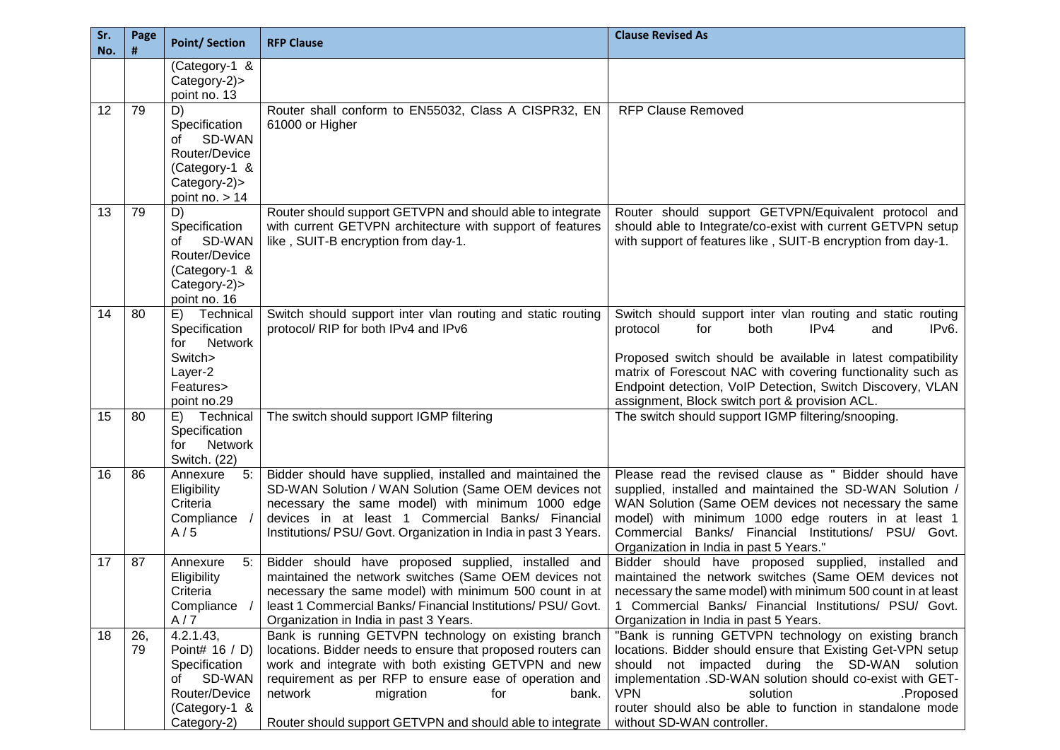| Sr. No. | Page # | Point/ Section | RFP Clause | Clause Revised As |
|---|---|---|---|---|
| | | (Category-1 & Category-2)> point no. 13 | | |
| 12 | 79 | D) Specification of SD-WAN Router/Device (Category-1 & Category-2)> point no. > 14 | Router shall conform to EN55032, Class A CISPR32, EN 61000 or Higher | RFP Clause Removed |
| 13 | 79 | D) Specification of SD-WAN Router/Device (Category-1 & Category-2)> point no. 16 | Router should support GETVPN and should able to integrate with current GETVPN architecture with support of features like , SUIT-B encryption from day-1. | Router should support GETVPN/Equivalent protocol and should able to Integrate/co-exist with current GETVPN setup with support of features like , SUIT-B encryption from day-1. |
| 14 | 80 | E) Technical Specification for Network Switch> Layer-2 Features> point no.29 | Switch should support inter vlan routing and static routing protocol/ RIP for both IPv4 and IPv6 | Switch should support inter vlan routing and static routing protocol for both IPv4 and IPv6.<br><br>Proposed switch should be available in latest compatibility matrix of Forescout NAC with covering functionality such as Endpoint detection, VoIP Detection, Switch Discovery, VLAN assignment, Block switch port & provision ACL. |
| 15 | 80 | E) Technical Specification for Network Switch. (22) | The switch should support IGMP filtering | The switch should support IGMP filtering/snooping. |
| 16 | 86 | Annexure 5: Eligibility Criteria Compliance / A / 5 | Bidder should have supplied, installed and maintained the SD-WAN Solution / WAN Solution (Same OEM devices not necessary the same model) with minimum 1000 edge devices in at least 1 Commercial Banks/ Financial Institutions/ PSU/ Govt. Organization in India in past 3 Years. | Please read the revised clause as " Bidder should have supplied, installed and maintained the SD-WAN Solution / WAN Solution (Same OEM devices not necessary the same model) with minimum 1000 edge routers in at least 1 Commercial Banks/ Financial Institutions/ PSU/ Govt. Organization in India in past 5 Years." |
| 17 | 87 | Annexure 5: Eligibility Criteria Compliance / A / 7 | Bidder should have proposed supplied, installed and maintained the network switches (Same OEM devices not necessary the same model) with minimum 500 count in at least 1 Commercial Banks/ Financial Institutions/ PSU/ Govt. Organization in India in past 3 Years. | Bidder should have proposed supplied, installed and maintained the network switches (Same OEM devices not necessary the same model) with minimum 500 count in at least 1 Commercial Banks/ Financial Institutions/ PSU/ Govt. Organization in India in past 5 Years. |
| 18 | 26, 79 | 4.2.1.43, Point# 16 / D) Specification of SD-WAN Router/Device (Category-1 & Category-2) | Bank is running GETVPN technology on existing branch locations. Bidder needs to ensure that proposed routers can work and integrate with both existing GETVPN and new requirement as per RFP to ensure ease of operation and network migration for bank.<br><br>Router should support GETVPN and should able to integrate | "Bank is running GETVPN technology on existing branch locations. Bidder should ensure that Existing Get-VPN setup should not impacted during the SD-WAN solution implementation .SD-WAN solution should co-exist with GET-VPN solution .Proposed router should also be able to function in standalone mode without SD-WAN controller. |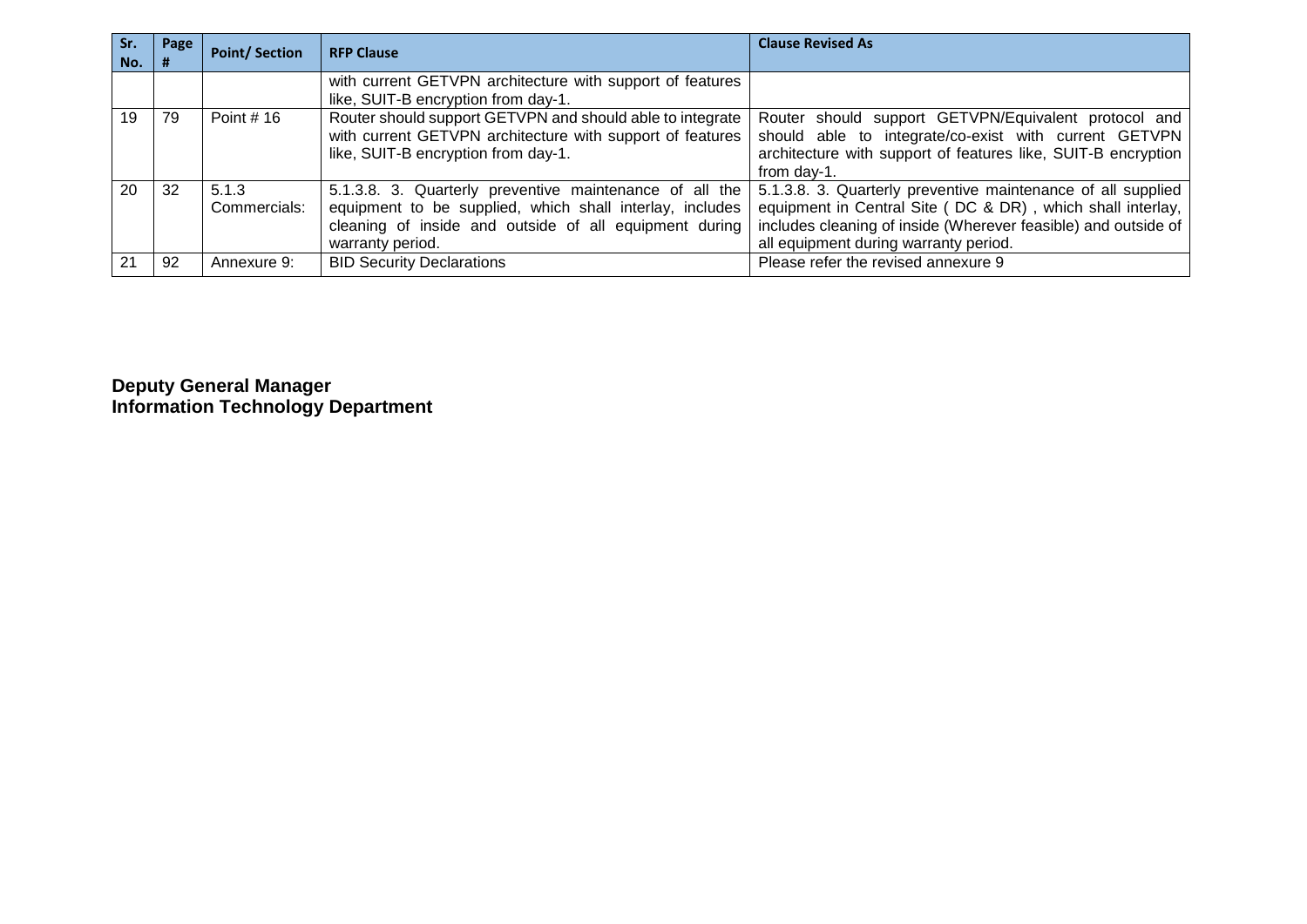| Sr. No. | Page # | Point/ Section | RFP Clause | Clause Revised As |
|---|---|---|---|---|
| | | | with current GETVPN architecture with support of features like, SUIT-B encryption from day-1. | |
| 19 | 79 | Point # 16 | Router should support GETVPN and should able to integrate with current GETVPN architecture with support of features like, SUIT-B encryption from day-1. | Router should support GETVPN/Equivalent protocol and should able to integrate/co-exist with current GETVPN architecture with support of features like, SUIT-B encryption from day-1. |
| 20 | 32 | 5.1.3 Commercials: | 5.1.3.8. 3. Quarterly preventive maintenance of all the equipment to be supplied, which shall interlay, includes cleaning of inside and outside of all equipment during warranty period. | 5.1.3.8. 3. Quarterly preventive maintenance of all supplied equipment in Central Site ( DC & DR) , which shall interlay, includes cleaning of inside (Wherever feasible) and outside of all equipment during warranty period. |
| 21 | 92 | Annexure 9: | BID Security Declarations | Please refer the revised annexure 9 |

**Deputy General Manager**
**Information Technology Department**